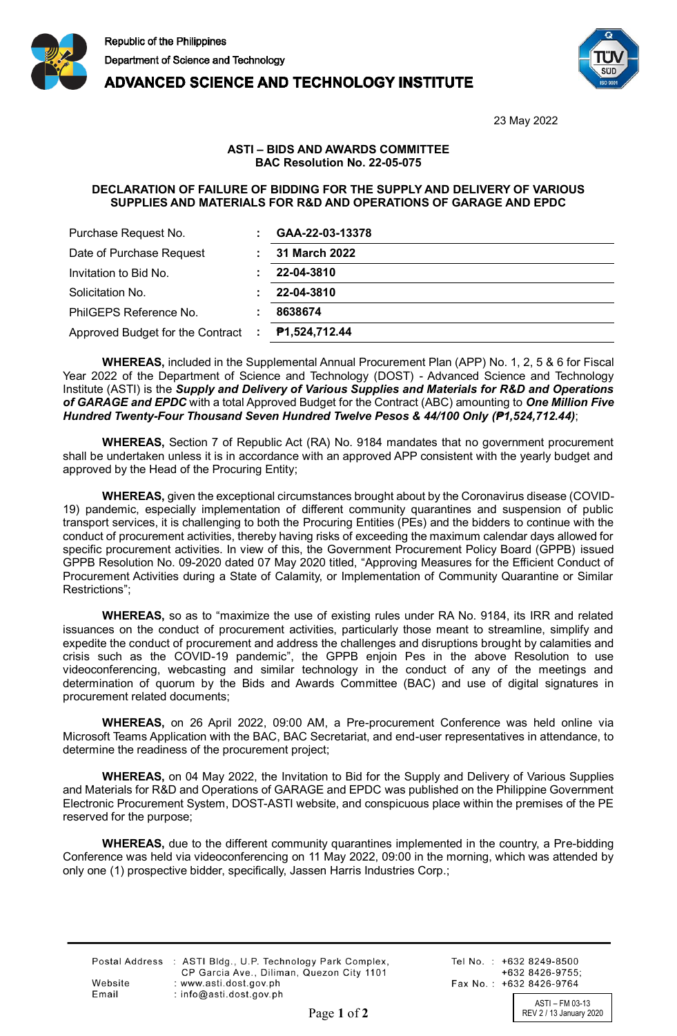Republic of the Philippines
Department of Science and Technology
**ADVANCED SCIENCE AND TECHNOLOGY INSTITUTE**

23 May 2022

**ASTI – BIDS AND AWARDS COMMITTEE**
**BAC Resolution No. 22-05-075**

**DECLARATION OF FAILURE OF BIDDING FOR THE SUPPLY AND DELIVERY OF VARIOUS SUPPLIES AND MATERIALS FOR R&D AND OPERATIONS OF GARAGE AND EPDC**

| | | |
|---|---|---|
| Purchase Request No. | : | **GAA-22-03-13378** |
| Date of Purchase Request | : | **31 March 2022** |
| Invitation to Bid No. | : | **22-04-3810** |
| Solicitation No. | : | **22-04-3810** |
| PhilGEPS Reference No. | : | **8638674** |
| Approved Budget for the Contract | : | **₱1,524,712.44** |

**WHEREAS,** included in the Supplemental Annual Procurement Plan (APP) No. 1, 2, 5 & 6 for Fiscal Year 2022 of the Department of Science and Technology (DOST) - Advanced Science and Technology Institute (ASTI) is the ***Supply and Delivery of Various Supplies and Materials for R&D and Operations of GARAGE and EPDC*** with a total Approved Budget for the Contract (ABC) amounting to ***One Million Five Hundred Twenty-Four Thousand Seven Hundred Twelve Pesos & 44/100 Only (₱1,524,712.44)***;

**WHEREAS,** Section 7 of Republic Act (RA) No. 9184 mandates that no government procurement shall be undertaken unless it is in accordance with an approved APP consistent with the yearly budget and approved by the Head of the Procuring Entity;

**WHEREAS,** given the exceptional circumstances brought about by the Coronavirus disease (COVID-19) pandemic, especially implementation of different community quarantines and suspension of public transport services, it is challenging to both the Procuring Entities (PEs) and the bidders to continue with the conduct of procurement activities, thereby having risks of exceeding the maximum calendar days allowed for specific procurement activities. In view of this, the Government Procurement Policy Board (GPPB) issued GPPB Resolution No. 09-2020 dated 07 May 2020 titled, "Approving Measures for the Efficient Conduct of Procurement Activities during a State of Calamity, or Implementation of Community Quarantine or Similar Restrictions";

**WHEREAS,** so as to "maximize the use of existing rules under RA No. 9184, its IRR and related issuances on the conduct of procurement activities, particularly those meant to streamline, simplify and expedite the conduct of procurement and address the challenges and disruptions brought by calamities and crisis such as the COVID-19 pandemic", the GPPB enjoin Pes in the above Resolution to use videoconferencing, webcasting and similar technology in the conduct of any of the meetings and determination of quorum by the Bids and Awards Committee (BAC) and use of digital signatures in procurement related documents;

**WHEREAS,** on 26 April 2022, 09:00 AM, a Pre-procurement Conference was held online via Microsoft Teams Application with the BAC, BAC Secretariat, and end-user representatives in attendance, to determine the readiness of the procurement project;

**WHEREAS,** on 04 May 2022, the Invitation to Bid for the Supply and Delivery of Various Supplies and Materials for R&D and Operations of GARAGE and EPDC was published on the Philippine Government Electronic Procurement System, DOST-ASTI website, and conspicuous place within the premises of the PE reserved for the purpose;

**WHEREAS,** due to the different community quarantines implemented in the country, a Pre-bidding Conference was held via videoconferencing on 11 May 2022, 09:00 in the morning, which was attended by only one (1) prospective bidder, specifically, Jassen Harris Industries Corp.;

Postal Address : ASTI Bldg., U.P. Technology Park Complex, CP Garcia Ave., Diliman, Quezon City 1101
Website : www.asti.dost.gov.ph
Email : info@asti.dost.gov.ph
Tel No. : +632 8249-8500, +632 8426-9755;
Fax No. : +632 8426-9764

ASTI – FM 03-13
REV 2 / 13 January 2020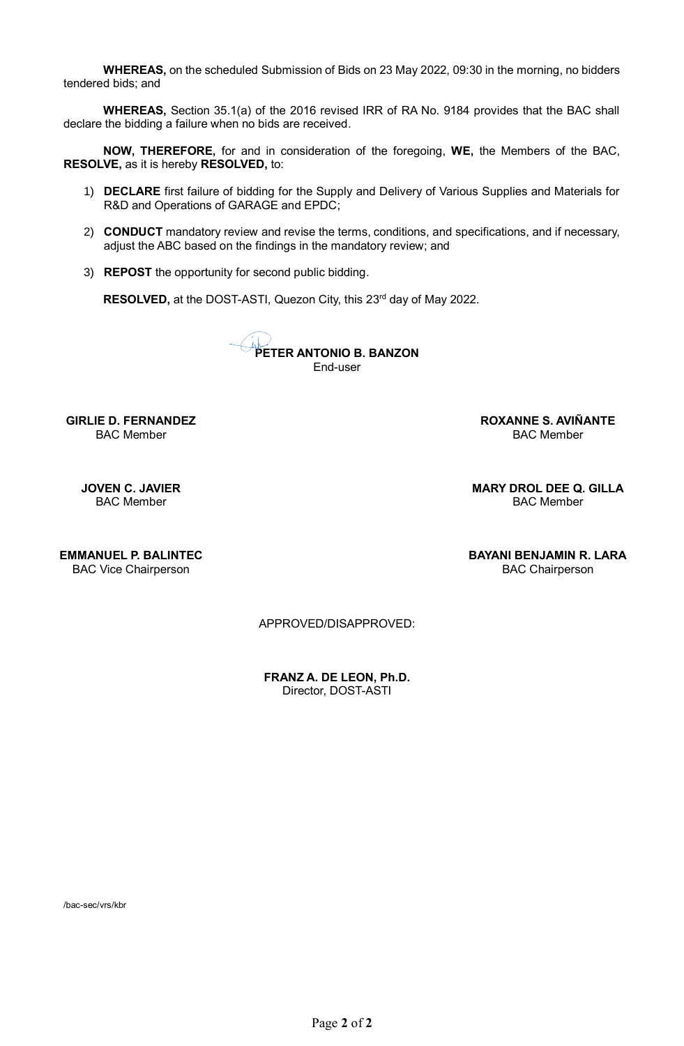**WHEREAS,** on the scheduled Submission of Bids on 23 May 2022, 09:30 in the morning, no bidders tendered bids; and

**WHEREAS,** Section 35.1(a) of the 2016 revised IRR of RA No. 9184 provides that the BAC shall declare the bidding a failure when no bids are received.

**NOW, THEREFORE,** for and in consideration of the foregoing, **WE,** the Members of the BAC, **RESOLVE,** as it is hereby **RESOLVED,** to:

1) **DECLARE** first failure of bidding for the Supply and Delivery of Various Supplies and Materials for R&D and Operations of GARAGE and EPDC;
2) **CONDUCT** mandatory review and revise the terms, conditions, and specifications, and if necessary, adjust the ABC based on the findings in the mandatory review; and
3) **REPOST** the opportunity for second public bidding.

**RESOLVED,** at the DOST-ASTI, Quezon City, this 23rd day of May 2022.

**PETER ANTONIO B. BANZON**
End-user

**GIRLIE D. FERNANDEZ**
BAC Member

**ROXANNE S. AVIÑANTE**
BAC Member

**JOVEN C. JAVIER**
BAC Member

**MARY DROL DEE Q. GILLA**
BAC Member

**EMMANUEL P. BALINTEC**
BAC Vice Chairperson

**BAYANI BENJAMIN R. LARA**
BAC Chairperson

APPROVED/DISAPPROVED:

**FRANZ A. DE LEON, Ph.D.**
Director, DOST-ASTI

/bac-sec/vrs/kbr